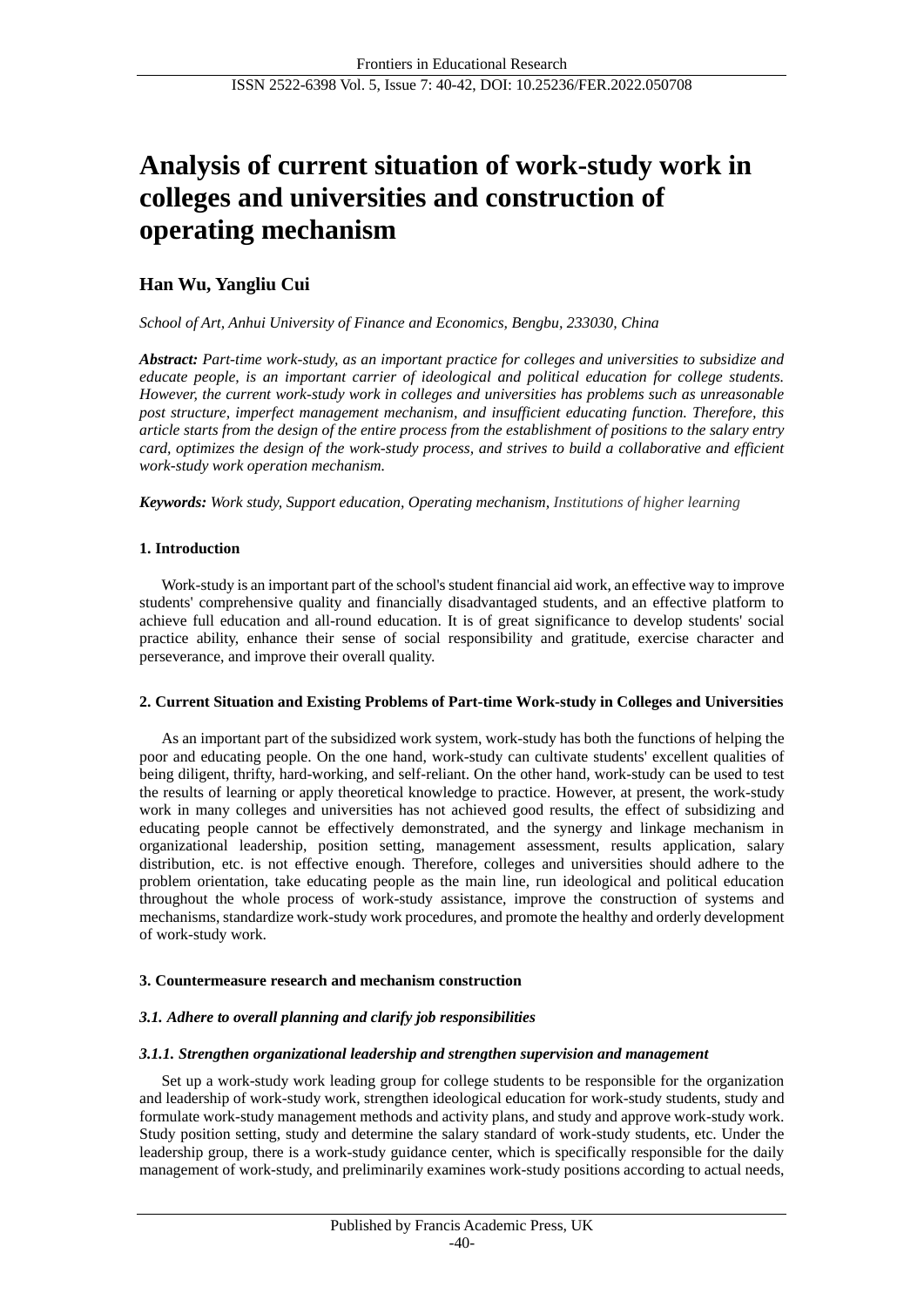# Analysis of current situation of work-study work in colleges and universities and construction of operating mechanism

**Han Wu, Yangliu Cui**

*School of Art, Anhui University of Finance and Economics, Bengbu, 233030, China*

***Abstract:*** *Part-time work-study, as an important practice for colleges and universities to subsidize and educate people, is an important carrier of ideological and political education for college students. However, the current work-study work in colleges and universities has problems such as unreasonable post structure, imperfect management mechanism, and insufficient educating function. Therefore, this article starts from the design of the entire process from the establishment of positions to the salary entry card, optimizes the design of the work-study process, and strives to build a collaborative and efficient work-study work operation mechanism.*

***Keywords:*** *Work study, Support education, Operating mechanism, Institutions of higher learning*

## 1. Introduction

Work-study is an important part of the school's student financial aid work, an effective way to improve students' comprehensive quality and financially disadvantaged students, and an effective platform to achieve full education and all-round education. It is of great significance to develop students' social practice ability, enhance their sense of social responsibility and gratitude, exercise character and perseverance, and improve their overall quality.

## 2. Current Situation and Existing Problems of Part-time Work-study in Colleges and Universities

As an important part of the subsidized work system, work-study has both the functions of helping the poor and educating people. On the one hand, work-study can cultivate students' excellent qualities of being diligent, thrifty, hard-working, and self-reliant. On the other hand, work-study can be used to test the results of learning or apply theoretical knowledge to practice. However, at present, the work-study work in many colleges and universities has not achieved good results, the effect of subsidizing and educating people cannot be effectively demonstrated, and the synergy and linkage mechanism in organizational leadership, position setting, management assessment, results application, salary distribution, etc. is not effective enough. Therefore, colleges and universities should adhere to the problem orientation, take educating people as the main line, run ideological and political education throughout the whole process of work-study assistance, improve the construction of systems and mechanisms, standardize work-study work procedures, and promote the healthy and orderly development of work-study work.

## 3. Countermeasure research and mechanism construction

### *3.1. Adhere to overall planning and clarify job responsibilities*

#### *3.1.1. Strengthen organizational leadership and strengthen supervision and management*

Set up a work-study work leading group for college students to be responsible for the organization and leadership of work-study work, strengthen ideological education for work-study students, study and formulate work-study management methods and activity plans, and study and approve work-study work. Study position setting, study and determine the salary standard of work-study students, etc. Under the leadership group, there is a work-study guidance center, which is specifically responsible for the daily management of work-study, and preliminarily examines work-study positions according to actual needs,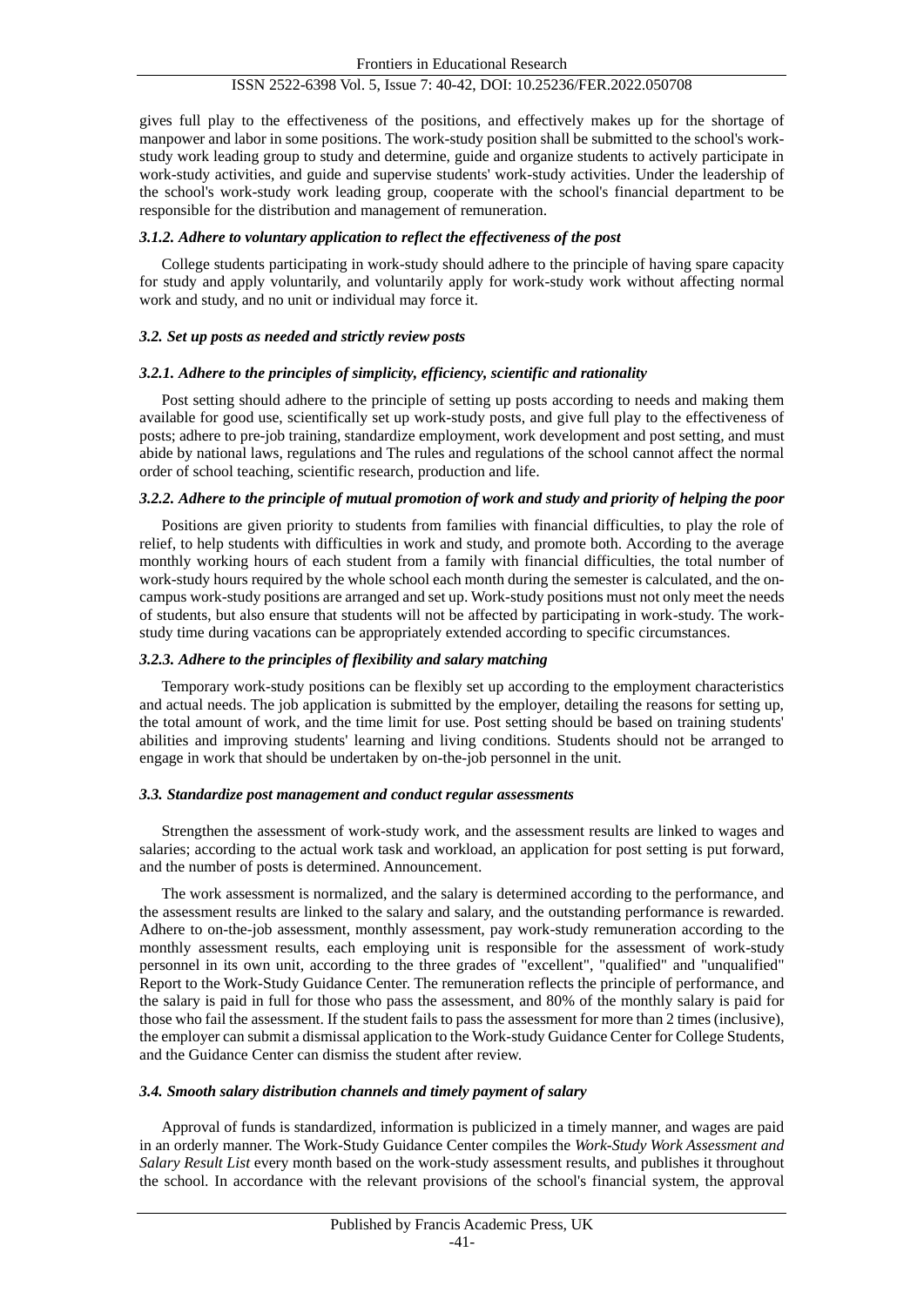gives full play to the effectiveness of the positions, and effectively makes up for the shortage of manpower and labor in some positions. The work-study position shall be submitted to the school's work-study work leading group to study and determine, guide and organize students to actively participate in work-study activities, and guide and supervise students' work-study activities. Under the leadership of the school's work-study work leading group, cooperate with the school's financial department to be responsible for the distribution and management of remuneration.

#### *3.1.2. Adhere to voluntary application to reflect the effectiveness of the post*

College students participating in work-study should adhere to the principle of having spare capacity for study and apply voluntarily, and voluntarily apply for work-study work without affecting normal work and study, and no unit or individual may force it.

### *3.2. Set up posts as needed and strictly review posts*

#### *3.2.1. Adhere to the principles of simplicity, efficiency, scientific and rationality*

Post setting should adhere to the principle of setting up posts according to needs and making them available for good use, scientifically set up work-study posts, and give full play to the effectiveness of posts; adhere to pre-job training, standardize employment, work development and post setting, and must abide by national laws, regulations and The rules and regulations of the school cannot affect the normal order of school teaching, scientific research, production and life.

#### *3.2.2. Adhere to the principle of mutual promotion of work and study and priority of helping the poor*

Positions are given priority to students from families with financial difficulties, to play the role of relief, to help students with difficulties in work and study, and promote both. According to the average monthly working hours of each student from a family with financial difficulties, the total number of work-study hours required by the whole school each month during the semester is calculated, and the on-campus work-study positions are arranged and set up. Work-study positions must not only meet the needs of students, but also ensure that students will not be affected by participating in work-study. The work-study time during vacations can be appropriately extended according to specific circumstances.

#### *3.2.3. Adhere to the principles of flexibility and salary matching*

Temporary work-study positions can be flexibly set up according to the employment characteristics and actual needs. The job application is submitted by the employer, detailing the reasons for setting up, the total amount of work, and the time limit for use. Post setting should be based on training students' abilities and improving students' learning and living conditions. Students should not be arranged to engage in work that should be undertaken by on-the-job personnel in the unit.

### *3.3. Standardize post management and conduct regular assessments*

Strengthen the assessment of work-study work, and the assessment results are linked to wages and salaries; according to the actual work task and workload, an application for post setting is put forward, and the number of posts is determined. Announcement.

The work assessment is normalized, and the salary is determined according to the performance, and the assessment results are linked to the salary and salary, and the outstanding performance is rewarded. Adhere to on-the-job assessment, monthly assessment, pay work-study remuneration according to the monthly assessment results, each employing unit is responsible for the assessment of work-study personnel in its own unit, according to the three grades of "excellent", "qualified" and "unqualified" Report to the Work-Study Guidance Center. The remuneration reflects the principle of performance, and the salary is paid in full for those who pass the assessment, and 80% of the monthly salary is paid for those who fail the assessment. If the student fails to pass the assessment for more than 2 times (inclusive), the employer can submit a dismissal application to the Work-study Guidance Center for College Students, and the Guidance Center can dismiss the student after review.

### *3.4. Smooth salary distribution channels and timely payment of salary*

Approval of funds is standardized, information is publicized in a timely manner, and wages are paid in an orderly manner. The Work-Study Guidance Center compiles the *Work-Study Work Assessment and Salary Result List* every month based on the work-study assessment results, and publishes it throughout the school. In accordance with the relevant provisions of the school's financial system, the approval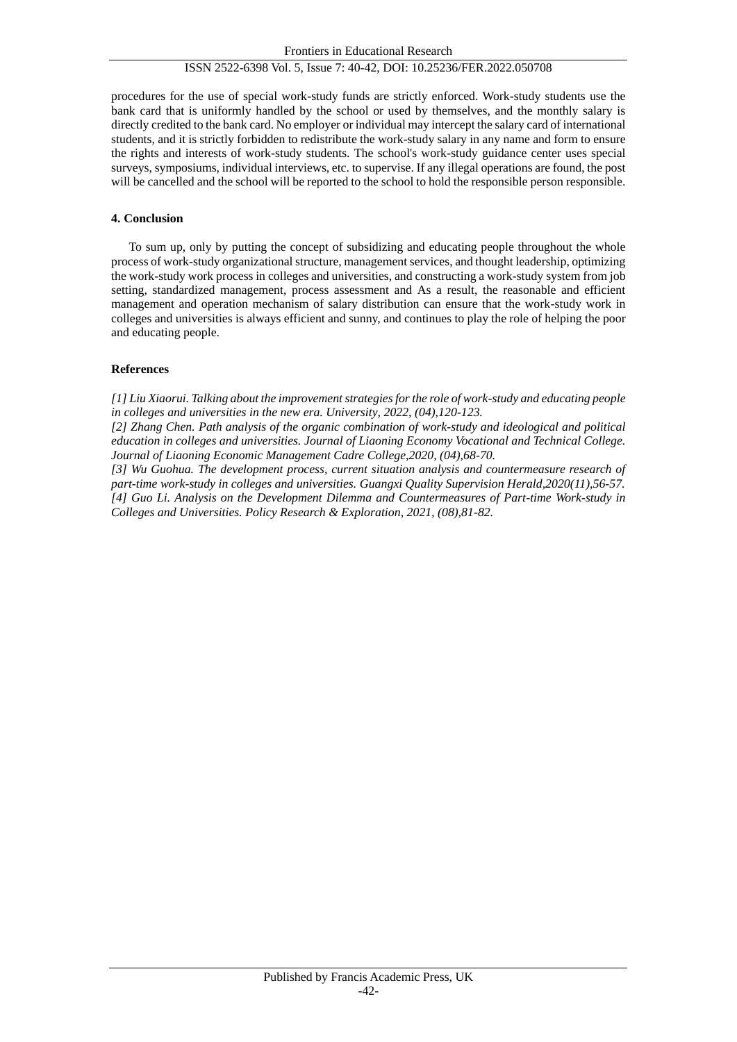procedures for the use of special work-study funds are strictly enforced. Work-study students use the bank card that is uniformly handled by the school or used by themselves, and the monthly salary is directly credited to the bank card. No employer or individual may intercept the salary card of international students, and it is strictly forbidden to redistribute the work-study salary in any name and form to ensure the rights and interests of work-study students. The school's work-study guidance center uses special surveys, symposiums, individual interviews, etc. to supervise. If any illegal operations are found, the post will be cancelled and the school will be reported to the school to hold the responsible person responsible.

## 4. Conclusion

To sum up, only by putting the concept of subsidizing and educating people throughout the whole process of work-study organizational structure, management services, and thought leadership, optimizing the work-study work process in colleges and universities, and constructing a work-study system from job setting, standardized management, process assessment and As a result, the reasonable and efficient management and operation mechanism of salary distribution can ensure that the work-study work in colleges and universities is always efficient and sunny, and continues to play the role of helping the poor and educating people.

## References

*[1] Liu Xiaorui. Talking about the improvement strategies for the role of work-study and educating people in colleges and universities in the new era. University, 2022, (04),120-123.*

*[2] Zhang Chen. Path analysis of the organic combination of work-study and ideological and political education in colleges and universities. Journal of Liaoning Economy Vocational and Technical College. Journal of Liaoning Economic Management Cadre College,2020, (04),68-70.*

*[3] Wu Guohua. The development process, current situation analysis and countermeasure research of part-time work-study in colleges and universities. Guangxi Quality Supervision Herald,2020(11),56-57.*

*[4] Guo Li. Analysis on the Development Dilemma and Countermeasures of Part-time Work-study in Colleges and Universities. Policy Research & Exploration, 2021, (08),81-82.*